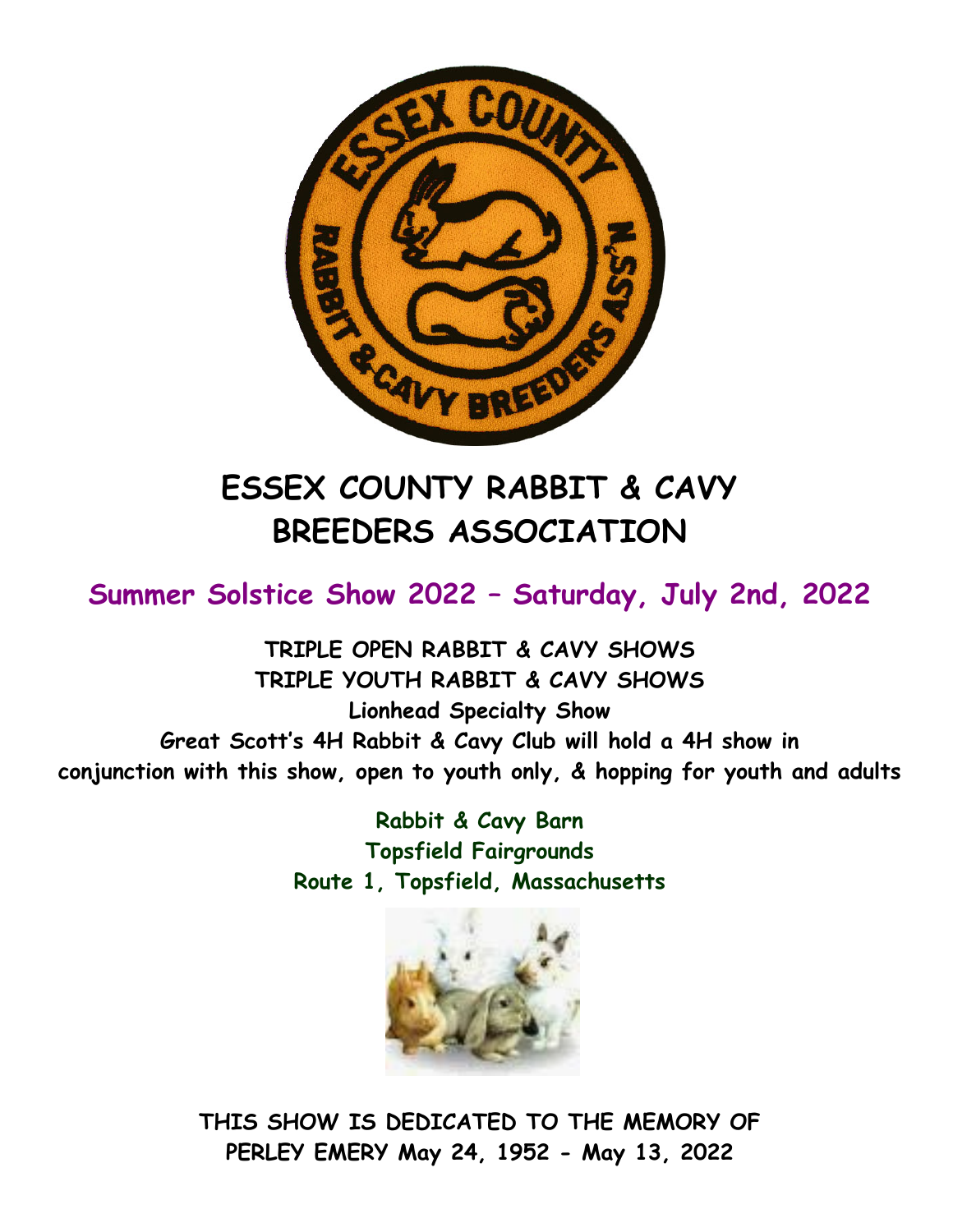# ESSEX COUNTY RABBIT & CAVY BREEDERS ASSOCIATION

## Summer Solstice Show 2022 – Saturday, July 2nd, 2022

**TRIPLE OPEN RABBIT & CAVY SHOWS**
**TRIPLE YOUTH RABBIT & CAVY SHOWS**
**Lionhead Specialty Show**
**Great Scott's 4H Rabbit & Cavy Club will hold a 4H show in conjunction with this show, open to youth only, & hopping for youth and adults**

**Rabbit & Cavy Barn**
**Topsfield Fairgrounds**
**Route 1, Topsfield, Massachusetts**

**THIS SHOW IS DEDICATED TO THE MEMORY OF PERLEY EMERY May 24, 1952 - May 13, 2022**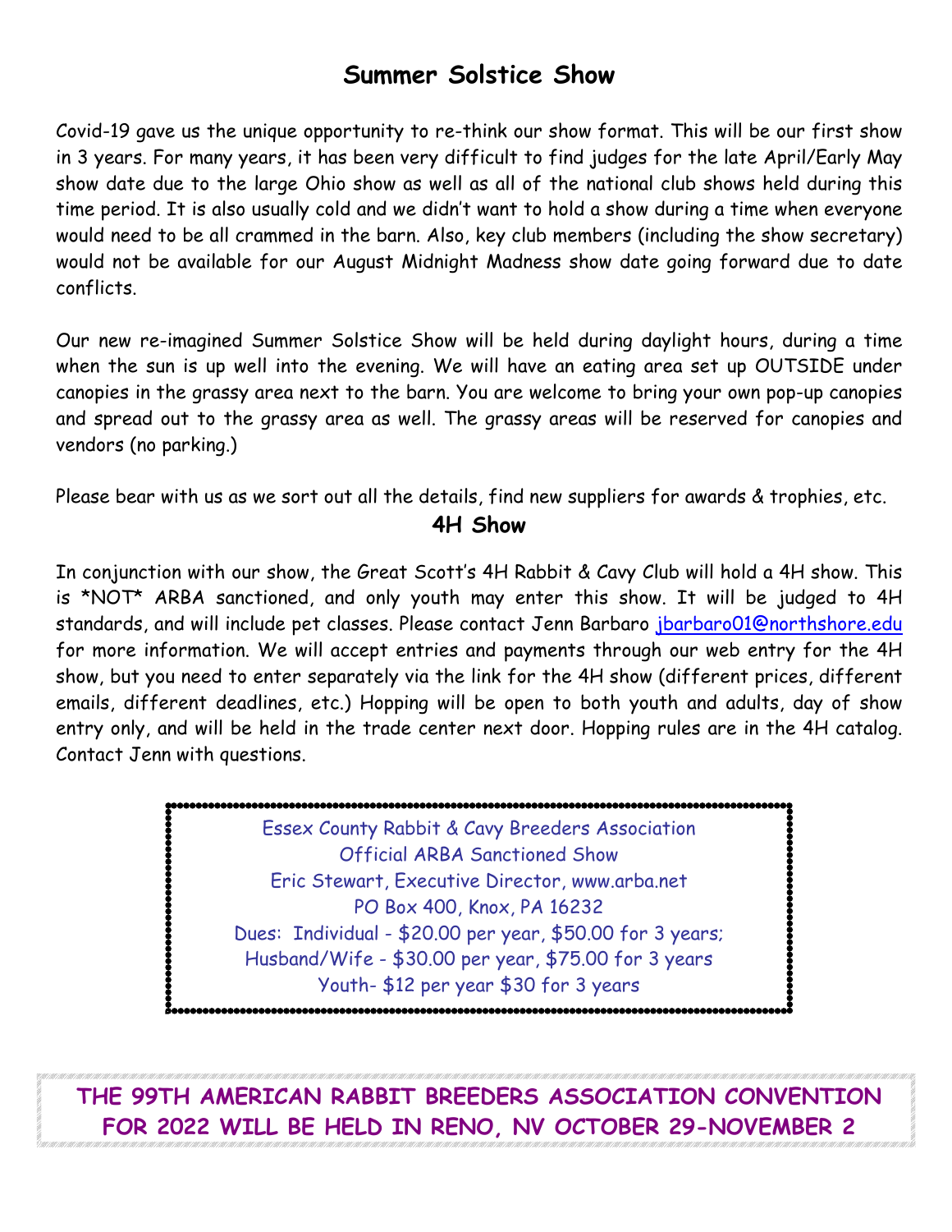## Summer Solstice Show

Covid-19 gave us the unique opportunity to re-think our show format. This will be our first show in 3 years. For many years, it has been very difficult to find judges for the late April/Early May show date due to the large Ohio show as well as all of the national club shows held during this time period. It is also usually cold and we didn't want to hold a show during a time when everyone would need to be all crammed in the barn. Also, key club members (including the show secretary) would not be available for our August Midnight Madness show date going forward due to date conflicts.

Our new re-imagined Summer Solstice Show will be held during daylight hours, during a time when the sun is up well into the evening. We will have an eating area set up OUTSIDE under canopies in the grassy area next to the barn. You are welcome to bring your own pop-up canopies and spread out to the grassy area as well. The grassy areas will be reserved for canopies and vendors (no parking.)

Please bear with us as we sort out all the details, find new suppliers for awards & trophies, etc.

## 4H Show

In conjunction with our show, the Great Scott's 4H Rabbit & Cavy Club will hold a 4H show. This is *NOT* ARBA sanctioned, and only youth may enter this show. It will be judged to 4H standards, and will include pet classes. Please contact Jenn Barbaro jbarbaro01@northshore.edu for more information. We will accept entries and payments through our web entry for the 4H show, but you need to enter separately via the link for the 4H show (different prices, different emails, different deadlines, etc.) Hopping will be open to both youth and adults, day of show entry only, and will be held in the trade center next door. Hopping rules are in the 4H catalog. Contact Jenn with questions.

Essex County Rabbit & Cavy Breeders Association
Official ARBA Sanctioned Show
Eric Stewart, Executive Director, www.arba.net
PO Box 400, Knox, PA 16232
Dues: Individual - $20.00 per year, $50.00 for 3 years;
Husband/Wife - $30.00 per year, $75.00 for 3 years
Youth- $12 per year $30 for 3 years

**THE 99TH AMERICAN RABBIT BREEDERS ASSOCIATION CONVENTION FOR 2022 WILL BE HELD IN RENO, NV OCTOBER 29-NOVEMBER 2**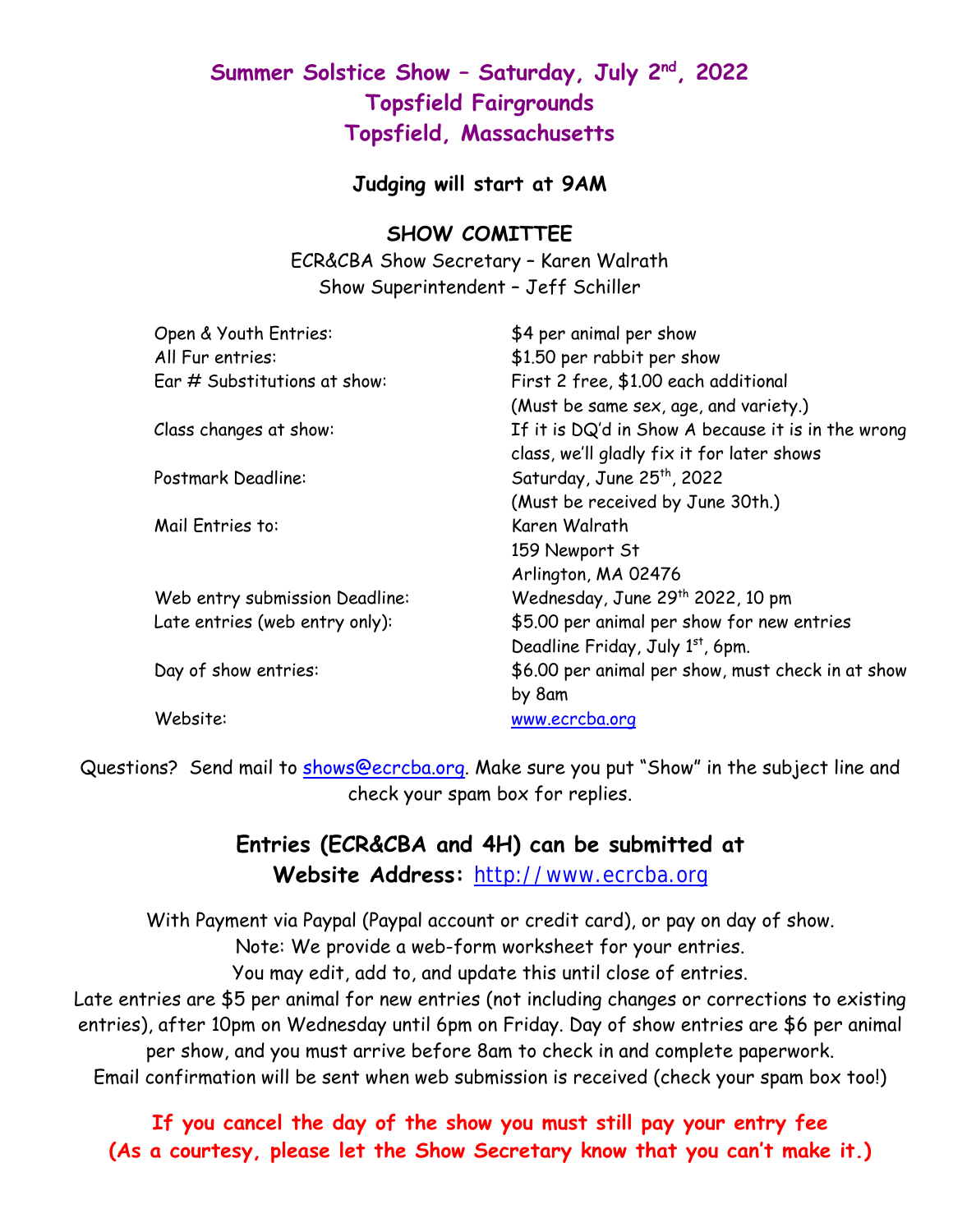# Summer Solstice Show – Saturday, July 2nd, 2022
# Topsfield Fairgrounds
# Topsfield, Massachusetts

**Judging will start at 9AM**

**SHOW COMITTEE**

ECR&CBA Show Secretary – Karen Walrath
Show Superintendent – Jeff Schiller

| | |
|---|---|
| Open & Youth Entries: | $4 per animal per show |
| All Fur entries: | $1.50 per rabbit per show |
| Ear # Substitutions at show: | First 2 free, $1.00 each additional (Must be same sex, age, and variety.) |
| Class changes at show: | If it is DQ'd in Show A because it is in the wrong class, we'll gladly fix it for later shows |
| Postmark Deadline: | Saturday, June 25th, 2022 (Must be received by June 30th.) |
| Mail Entries to: | Karen Walrath<br>159 Newport St<br>Arlington, MA 02476 |
| Web entry submission Deadline: | Wednesday, June 29th 2022, 10 pm |
| Late entries (web entry only): | $5.00 per animal per show for new entries Deadline Friday, July 1st, 6pm. |
| Day of show entries: | $6.00 per animal per show, must check in at show by 8am |
| Website: | www.ecrcba.org |

Questions? Send mail to shows@ecrcba.org. Make sure you put "Show" in the subject line and check your spam box for replies.

## Entries (ECR&CBA and 4H) can be submitted at
## Website Address: http://www.ecrcba.org

With Payment via Paypal (Paypal account or credit card), or pay on day of show.
Note: We provide a web-form worksheet for your entries.
You may edit, add to, and update this until close of entries.
Late entries are $5 per animal for new entries (not including changes or corrections to existing entries), after 10pm on Wednesday until 6pm on Friday. Day of show entries are $6 per animal per show, and you must arrive before 8am to check in and complete paperwork.
Email confirmation will be sent when web submission is received (check your spam box too!)

**If you cancel the day of the show you must still pay your entry fee**
**(As a courtesy, please let the Show Secretary know that you can't make it.)**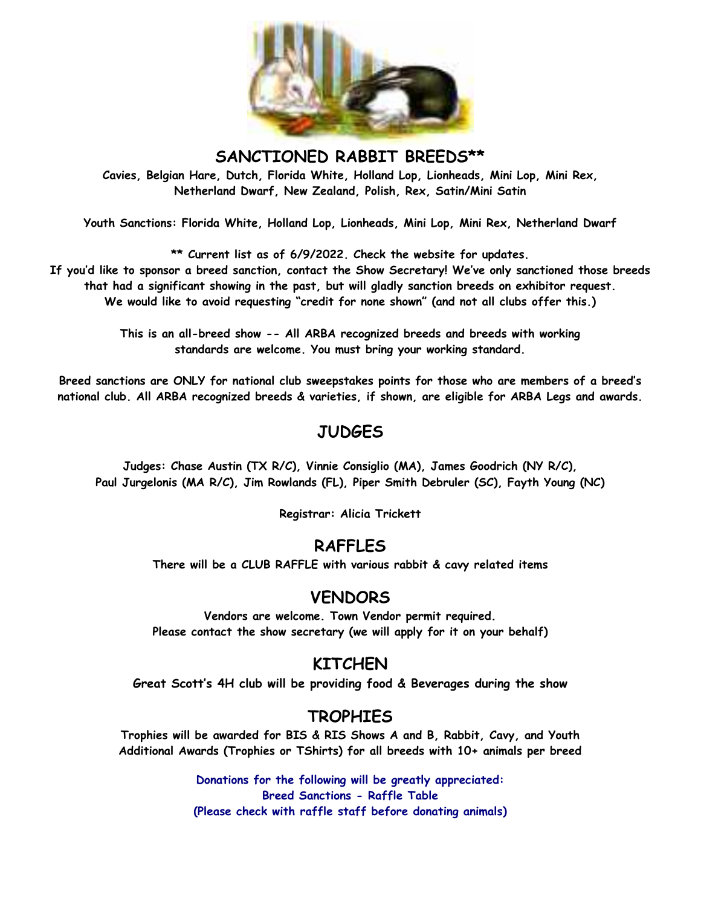## SANCTIONED RABBIT BREEDS**

**Cavies, Belgian Hare, Dutch, Florida White, Holland Lop, Lionheads, Mini Lop, Mini Rex, Netherland Dwarf, New Zealand, Polish, Rex, Satin/Mini Satin**

**Youth Sanctions: Florida White, Holland Lop, Lionheads, Mini Lop, Mini Rex, Netherland Dwarf**

**** Current list as of 6/9/2022. Check the website for updates.**
**If you'd like to sponsor a breed sanction, contact the Show Secretary! We've only sanctioned those breeds that had a significant showing in the past, but will gladly sanction breeds on exhibitor request. We would like to avoid requesting "credit for none shown" (and not all clubs offer this.)**

**This is an all-breed show -- All ARBA recognized breeds and breeds with working standards are welcome. You must bring your working standard.**

**Breed sanctions are ONLY for national club sweepstakes points for those who are members of a breed's national club. All ARBA recognized breeds & varieties, if shown, are eligible for ARBA Legs and awards.**

## JUDGES

**Judges: Chase Austin (TX R/C), Vinnie Consiglio (MA), James Goodrich (NY R/C), Paul Jurgelonis (MA R/C), Jim Rowlands (FL), Piper Smith Debruler (SC), Fayth Young (NC)**

**Registrar: Alicia Trickett**

## RAFFLES

**There will be a CLUB RAFFLE with various rabbit & cavy related items**

## VENDORS

**Vendors are welcome. Town Vendor permit required.**
**Please contact the show secretary (we will apply for it on your behalf)**

## KITCHEN

**Great Scott's 4H club will be providing food & Beverages during the show**

## TROPHIES

**Trophies will be awarded for BIS & RIS Shows A and B, Rabbit, Cavy, and Youth**
**Additional Awards (Trophies or TShirts) for all breeds with 10+ animals per breed**

**Donations for the following will be greatly appreciated:**
**Breed Sanctions - Raffle Table**
**(Please check with raffle staff before donating animals)**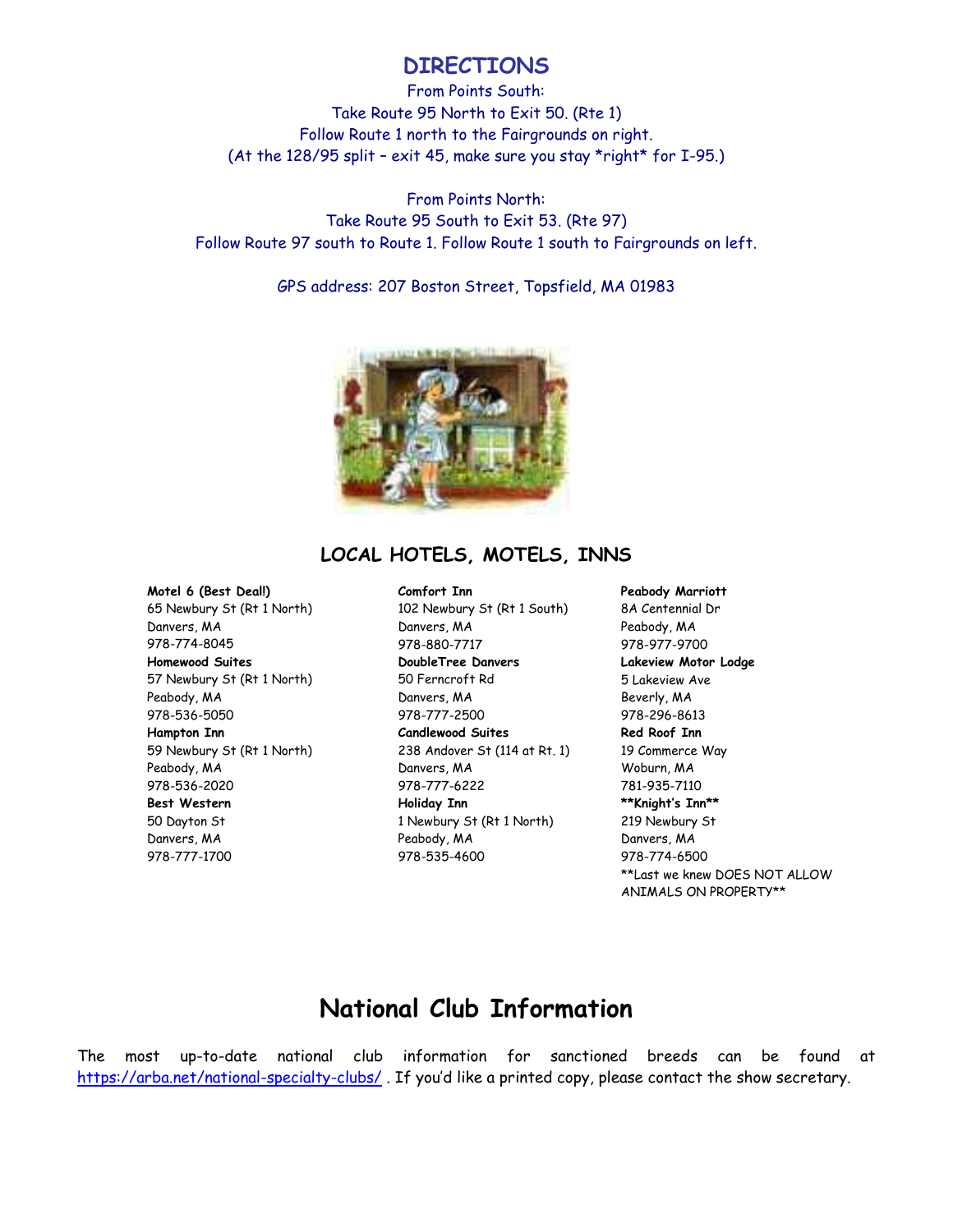# DIRECTIONS

From Points South:
Take Route 95 North to Exit 50. (Rte 1)
Follow Route 1 north to the Fairgrounds on right.
(At the 128/95 split – exit 45, make sure you stay *right* for I-95.)

From Points North:
Take Route 95 South to Exit 53. (Rte 97)
Follow Route 97 south to Route 1. Follow Route 1 south to Fairgrounds on left.

GPS address: 207 Boston Street, Topsfield, MA 01983

## LOCAL HOTELS, MOTELS, INNS

**Motel 6 (Best Deal!)**
65 Newbury St (Rt 1 North)
Danvers, MA
978-774-8045

**Homewood Suites**
57 Newbury St (Rt 1 North)
Peabody, MA
978-536-5050

**Hampton Inn**
59 Newbury St (Rt 1 North)
Peabody, MA
978-536-2020

**Best Western**
50 Dayton St
Danvers, MA
978-777-1700

**Comfort Inn**
102 Newbury St (Rt 1 South)
Danvers, MA
978-880-7717

**DoubleTree Danvers**
50 Ferncroft Rd
Danvers, MA
978-777-2500

**Candlewood Suites**
238 Andover St (114 at Rt. 1)
Danvers, MA
978-777-6222

**Holiday Inn**
1 Newbury St (Rt 1 North)
Peabody, MA
978-535-4600

**Peabody Marriott**
8A Centennial Dr
Peabody, MA
978-977-9700

**Lakeview Motor Lodge**
5 Lakeview Ave
Beverly, MA
978-296-8613

**Red Roof Inn**
19 Commerce Way
Woburn, MA
781-935-7110

****Knight's Inn****
219 Newbury St
Danvers, MA
978-774-6500
**Last we knew DOES NOT ALLOW ANIMALS ON PROPERTY**

# National Club Information

The most up-to-date national club information for sanctioned breeds can be found at https://arba.net/national-specialty-clubs/ . If you'd like a printed copy, please contact the show secretary.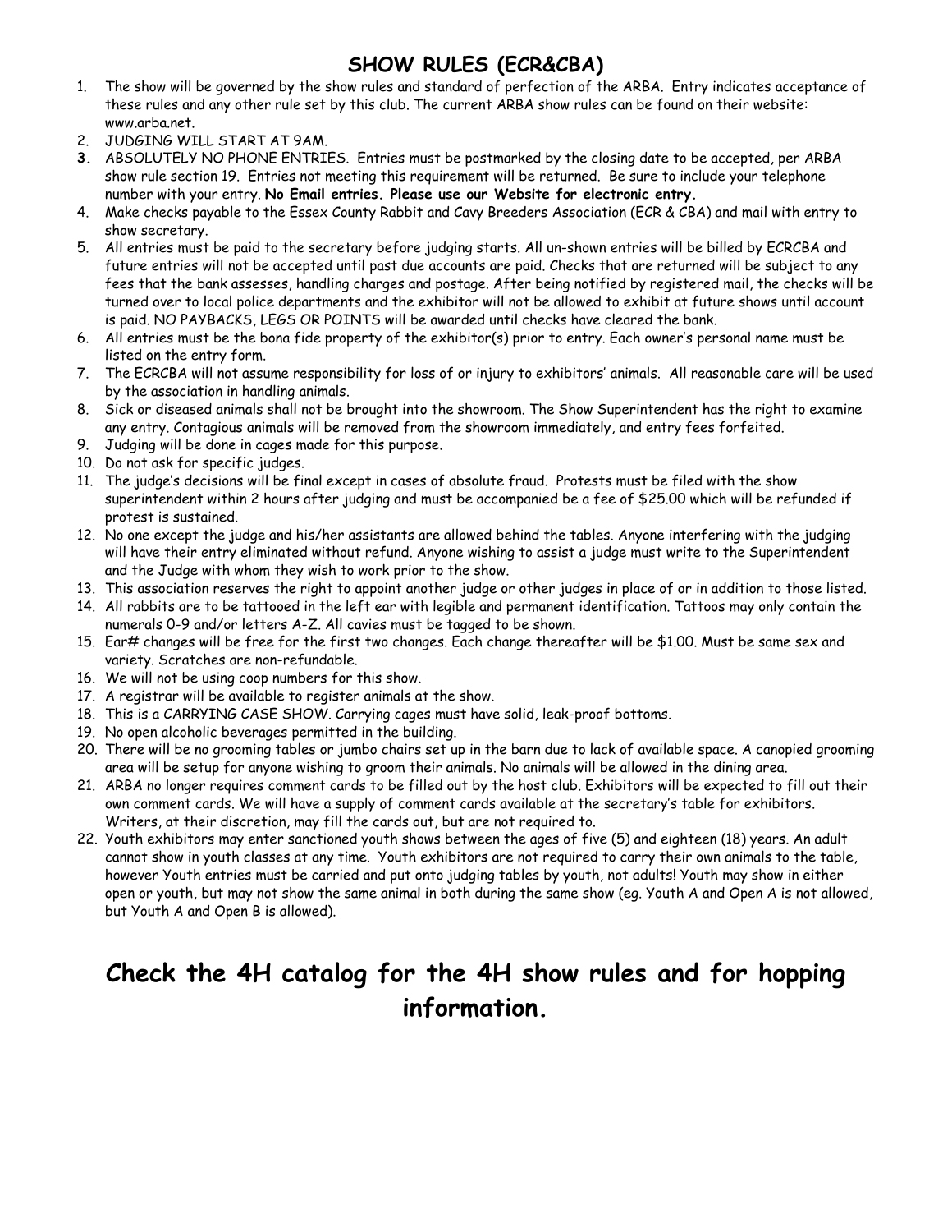## SHOW RULES (ECR&CBA)

1. The show will be governed by the show rules and standard of perfection of the ARBA. Entry indicates acceptance of these rules and any other rule set by this club. The current ARBA show rules can be found on their website: www.arba.net.
2. JUDGING WILL START AT 9AM.
3. ABSOLUTELY NO PHONE ENTRIES. Entries must be postmarked by the closing date to be accepted, per ARBA show rule section 19. Entries not meeting this requirement will be returned. Be sure to include your telephone number with your entry. **No Email entries. Please use our Website for electronic entry.**
4. Make checks payable to the Essex County Rabbit and Cavy Breeders Association (ECR & CBA) and mail with entry to show secretary.
5. All entries must be paid to the secretary before judging starts. All un-shown entries will be billed by ECRCBA and future entries will not be accepted until past due accounts are paid. Checks that are returned will be subject to any fees that the bank assesses, handling charges and postage. After being notified by registered mail, the checks will be turned over to local police departments and the exhibitor will not be allowed to exhibit at future shows until account is paid. NO PAYBACKS, LEGS OR POINTS will be awarded until checks have cleared the bank.
6. All entries must be the bona fide property of the exhibitor(s) prior to entry. Each owner's personal name must be listed on the entry form.
7. The ECRCBA will not assume responsibility for loss of or injury to exhibitors' animals. All reasonable care will be used by the association in handling animals.
8. Sick or diseased animals shall not be brought into the showroom. The Show Superintendent has the right to examine any entry. Contagious animals will be removed from the showroom immediately, and entry fees forfeited.
9. Judging will be done in cages made for this purpose.
10. Do not ask for specific judges.
11. The judge's decisions will be final except in cases of absolute fraud. Protests must be filed with the show superintendent within 2 hours after judging and must be accompanied be a fee of $25.00 which will be refunded if protest is sustained.
12. No one except the judge and his/her assistants are allowed behind the tables. Anyone interfering with the judging will have their entry eliminated without refund. Anyone wishing to assist a judge must write to the Superintendent and the Judge with whom they wish to work prior to the show.
13. This association reserves the right to appoint another judge or other judges in place of or in addition to those listed.
14. All rabbits are to be tattooed in the left ear with legible and permanent identification. Tattoos may only contain the numerals 0-9 and/or letters A-Z. All cavies must be tagged to be shown.
15. Ear# changes will be free for the first two changes. Each change thereafter will be $1.00. Must be same sex and variety. Scratches are non-refundable.
16. We will not be using coop numbers for this show.
17. A registrar will be available to register animals at the show.
18. This is a CARRYING CASE SHOW. Carrying cages must have solid, leak-proof bottoms.
19. No open alcoholic beverages permitted in the building.
20. There will be no grooming tables or jumbo chairs set up in the barn due to lack of available space. A canopied grooming area will be setup for anyone wishing to groom their animals. No animals will be allowed in the dining area.
21. ARBA no longer requires comment cards to be filled out by the host club. Exhibitors will be expected to fill out their own comment cards. We will have a supply of comment cards available at the secretary's table for exhibitors. Writers, at their discretion, may fill the cards out, but are not required to.
22. Youth exhibitors may enter sanctioned youth shows between the ages of five (5) and eighteen (18) years. An adult cannot show in youth classes at any time. Youth exhibitors are not required to carry their own animals to the table, however Youth entries must be carried and put onto judging tables by youth, not adults! Youth may show in either open or youth, but may not show the same animal in both during the same show (eg. Youth A and Open A is not allowed, but Youth A and Open B is allowed).

# Check the 4H catalog for the 4H show rules and for hopping information.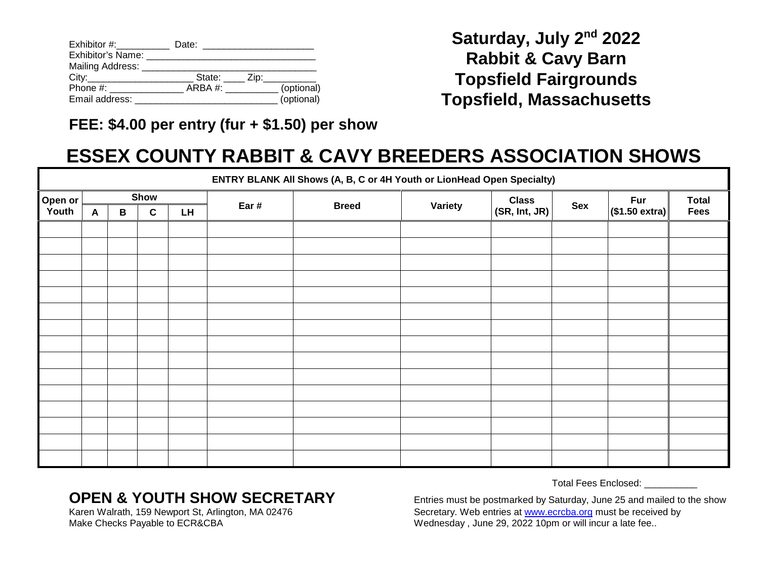Exhibitor #:__________ Date: ____________________
Exhibitor's Name: ________________________________
Mailing Address: ________________________________
City:____________________ State: ____ Zip:__________
Phone #: ______________ ARBA #: __________ (optional)
Email address: __________________________ (optional)

**Saturday, July 2nd 2022**
**Rabbit & Cavy Barn**
**Topsfield Fairgrounds**
**Topsfield, Massachusetts**

**FEE: $4.00 per entry (fur + $1.50) per show**

# ESSEX COUNTY RABBIT & CAVY BREEDERS ASSOCIATION SHOWS

**ENTRY BLANK All Shows (A, B, C or 4H Youth or LionHead Open Specialty)**

| Open or Youth | Show | | | | Ear # | Breed | Variety | Class (SR, Int, JR) | Sex | Fur ($1.50 extra) | Total Fees |
|---|---|---|---|---|---|---|---|---|---|---|---|
| | A | B | C | LH | | | | | | | |
| | | | | | | | | | | | |
| | | | | | | | | | | | |
| | | | | | | | | | | | |
| | | | | | | | | | | | |
| | | | | | | | | | | | |
| | | | | | | | | | | | |
| | | | | | | | | | | | |
| | | | | | | | | | | | |
| | | | | | | | | | | | |
| | | | | | | | | | | | |
| | | | | | | | | | | | |
| | | | | | | | | | | | |
| | | | | | | | | | | | |
| | | | | | | | | | | | |
| | | | | | | | | | | | |

Total Fees Enclosed: __________

## OPEN & YOUTH SHOW SECRETARY

Karen Walrath, 159 Newport St, Arlington, MA 02476
Make Checks Payable to ECR&CBA

Entries must be postmarked by Saturday, June 25 and mailed to the show Secretary. Web entries at www.ecrcba.org must be received by Wednesday , June 29, 2022 10pm or will incur a late fee..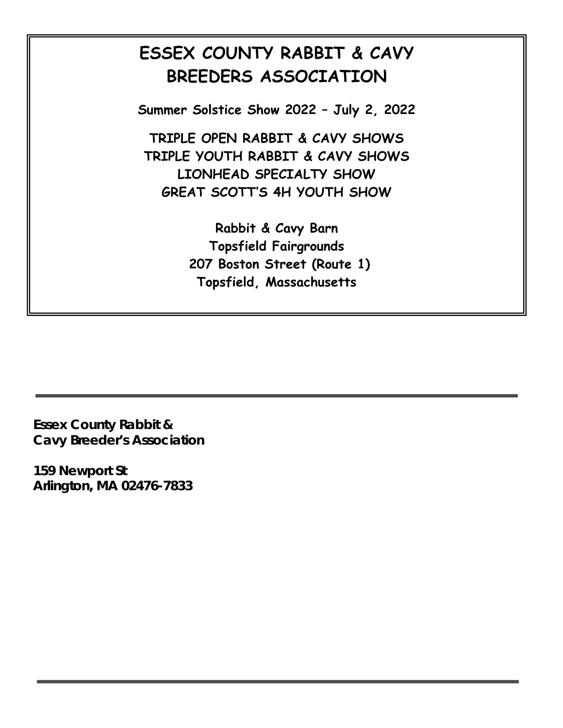# ESSEX COUNTY RABBIT & CAVY BREEDERS ASSOCIATION

**Summer Solstice Show 2022 – July 2, 2022**

**TRIPLE OPEN RABBIT & CAVY SHOWS**
**TRIPLE YOUTH RABBIT & CAVY SHOWS**
**LIONHEAD SPECIALTY SHOW**
**GREAT SCOTT'S 4H YOUTH SHOW**

**Rabbit & Cavy Barn**
**Topsfield Fairgrounds**
**207 Boston Street (Route 1)**
**Topsfield, Massachusetts**

---

**Essex County Rabbit &**
**Cavy Breeder's Association**

**159 Newport St**
**Arlington, MA 02476-7833**